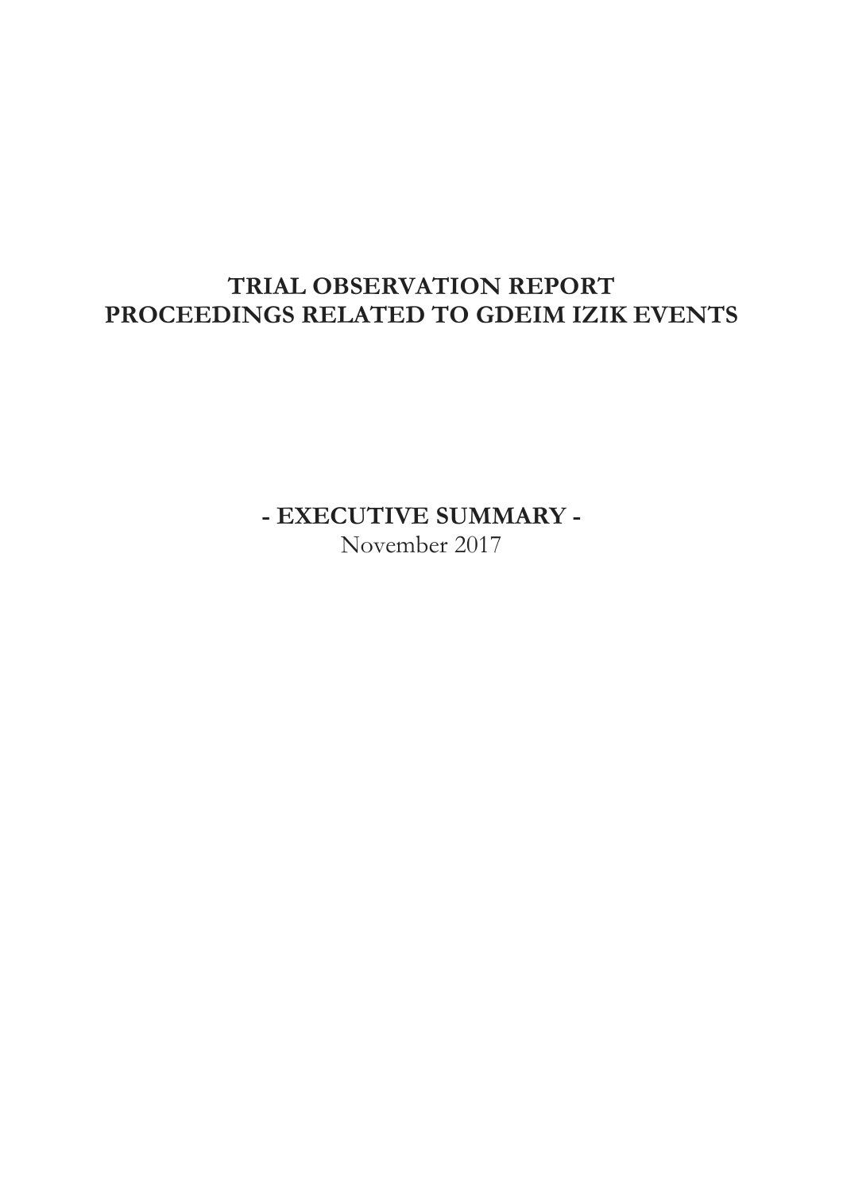# TRIAL OBSERVATION REPORT
# PROCEEDINGS RELATED TO GDEIM IZIK EVENTS

## - EXECUTIVE SUMMARY -

November 2017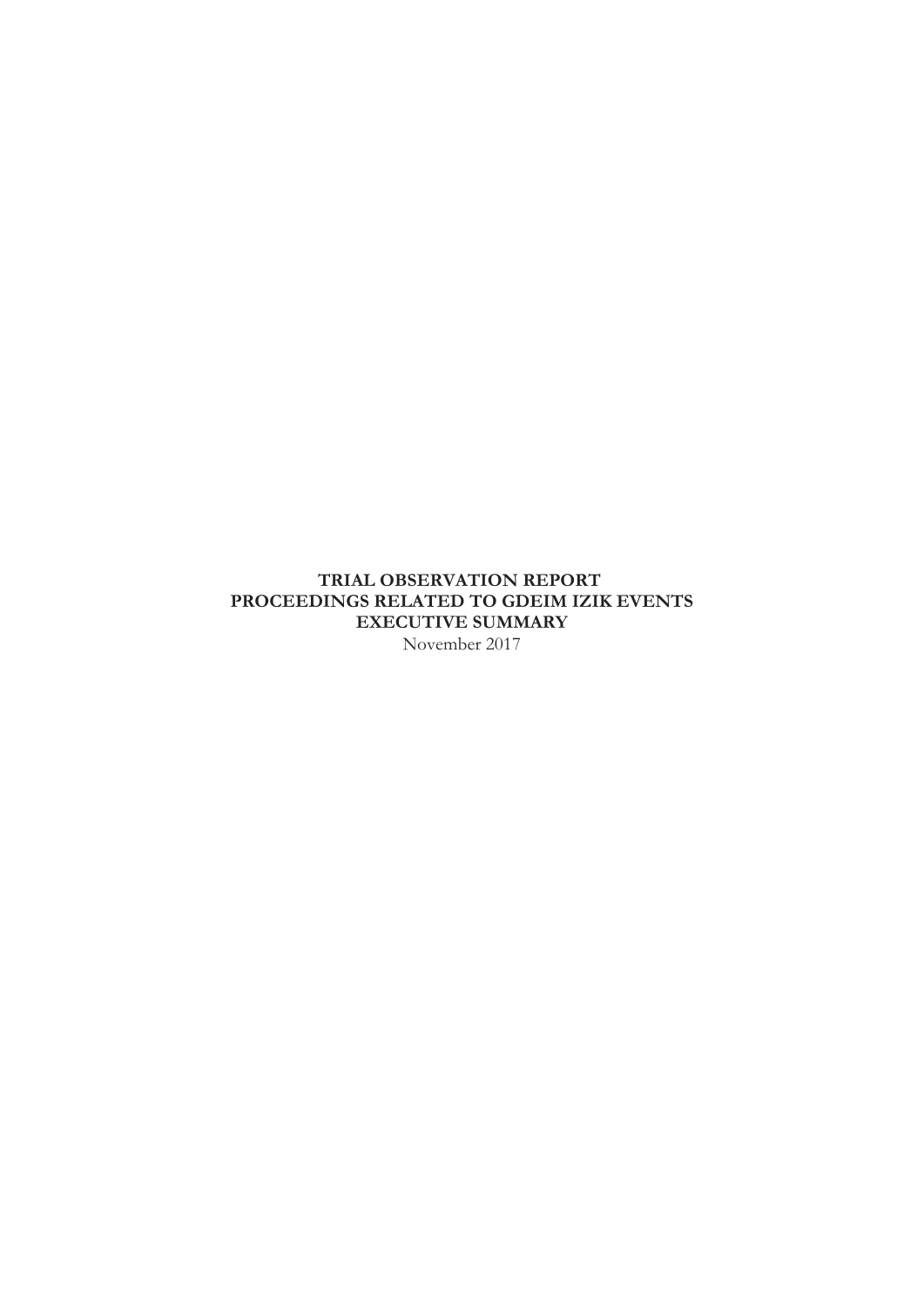**TRIAL OBSERVATION REPORT**
**PROCEEDINGS RELATED TO GDEIM IZIK EVENTS**
**EXECUTIVE SUMMARY**
November 2017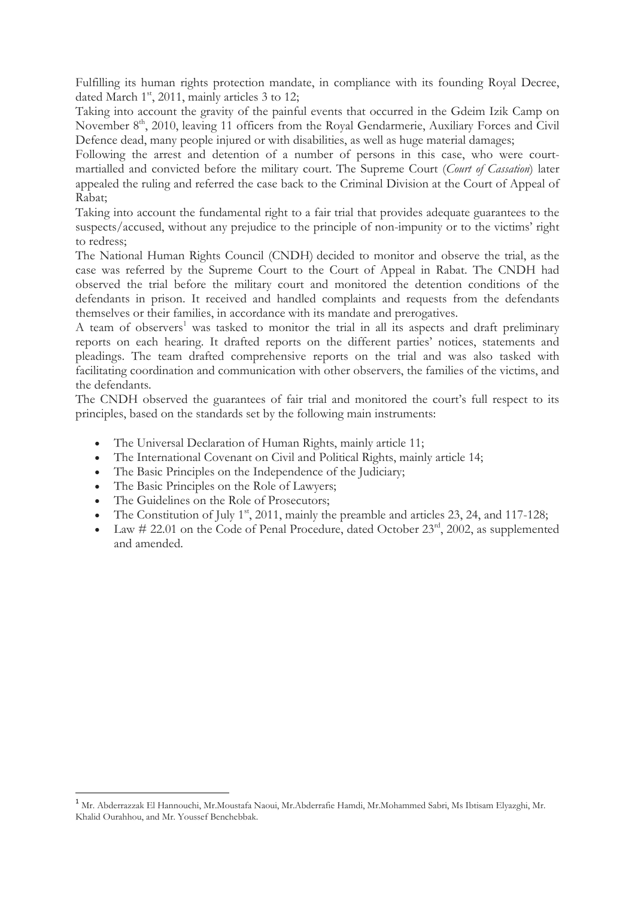Fulfilling its human rights protection mandate, in compliance with its founding Royal Decree, dated March 1st, 2011, mainly articles 3 to 12;

Taking into account the gravity of the painful events that occurred in the Gdeim Izik Camp on November 8th, 2010, leaving 11 officers from the Royal Gendarmerie, Auxiliary Forces and Civil Defence dead, many people injured or with disabilities, as well as huge material damages;

Following the arrest and detention of a number of persons in this case, who were court-martialled and convicted before the military court. The Supreme Court (*Court of Cassation*) later appealed the ruling and referred the case back to the Criminal Division at the Court of Appeal of Rabat;

Taking into account the fundamental right to a fair trial that provides adequate guarantees to the suspects/accused, without any prejudice to the principle of non-impunity or to the victims' right to redress;

The National Human Rights Council (CNDH) decided to monitor and observe the trial, as the case was referred by the Supreme Court to the Court of Appeal in Rabat. The CNDH had observed the trial before the military court and monitored the detention conditions of the defendants in prison. It received and handled complaints and requests from the defendants themselves or their families, in accordance with its mandate and prerogatives.

A team of observers[1] was tasked to monitor the trial in all its aspects and draft preliminary reports on each hearing. It drafted reports on the different parties' notices, statements and pleadings. The team drafted comprehensive reports on the trial and was also tasked with facilitating coordination and communication with other observers, the families of the victims, and the defendants.

The CNDH observed the guarantees of fair trial and monitored the court's full respect to its principles, based on the standards set by the following main instruments:

- The Universal Declaration of Human Rights, mainly article 11;
- The International Covenant on Civil and Political Rights, mainly article 14;
- The Basic Principles on the Independence of the Judiciary;
- The Basic Principles on the Role of Lawyers;
- The Guidelines on the Role of Prosecutors;
- The Constitution of July 1st, 2011, mainly the preamble and articles 23, 24, and 117-128;
- Law # 22.01 on the Code of Penal Procedure, dated October 23rd, 2002, as supplemented and amended.

---

[1] Mr. Abderrazzak El Hannouchi, Mr.Moustafa Naoui, Mr.Abderrafie Hamdi, Mr.Mohammed Sabri, Ms Ibtisam Elyazghi, Mr. Khalid Ourahhou, and Mr. Youssef Benchebbak.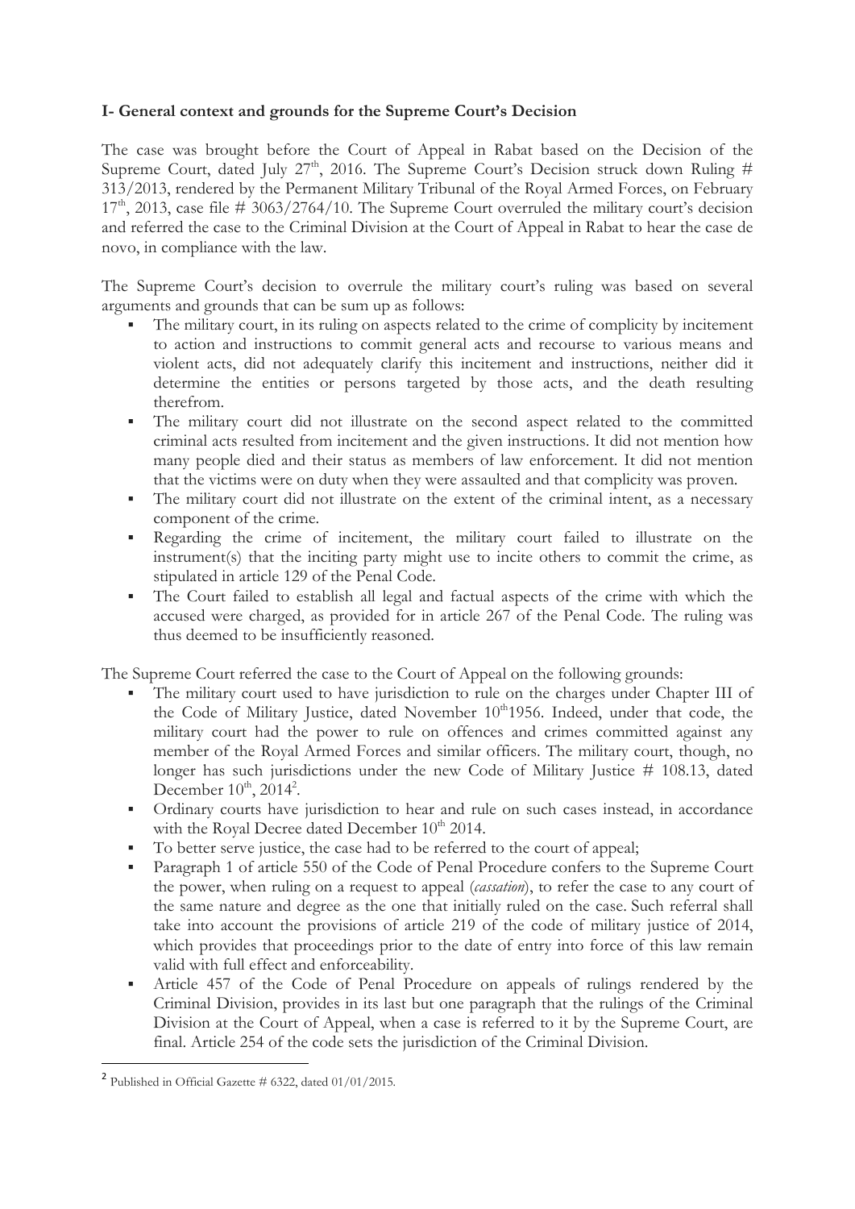**I- General context and grounds for the Supreme Court's Decision**

The case was brought before the Court of Appeal in Rabat based on the Decision of the Supreme Court, dated July 27th, 2016. The Supreme Court's Decision struck down Ruling # 313/2013, rendered by the Permanent Military Tribunal of the Royal Armed Forces, on February 17th, 2013, case file # 3063/2764/10. The Supreme Court overruled the military court's decision and referred the case to the Criminal Division at the Court of Appeal in Rabat to hear the case de novo, in compliance with the law.

The Supreme Court's decision to overrule the military court's ruling was based on several arguments and grounds that can be sum up as follows:

- The military court, in its ruling on aspects related to the crime of complicity by incitement to action and instructions to commit general acts and recourse to various means and violent acts, did not adequately clarify this incitement and instructions, neither did it determine the entities or persons targeted by those acts, and the death resulting therefrom.
- The military court did not illustrate on the second aspect related to the committed criminal acts resulted from incitement and the given instructions. It did not mention how many people died and their status as members of law enforcement. It did not mention that the victims were on duty when they were assaulted and that complicity was proven.
- The military court did not illustrate on the extent of the criminal intent, as a necessary component of the crime.
- Regarding the crime of incitement, the military court failed to illustrate on the instrument(s) that the inciting party might use to incite others to commit the crime, as stipulated in article 129 of the Penal Code.
- The Court failed to establish all legal and factual aspects of the crime with which the accused were charged, as provided for in article 267 of the Penal Code. The ruling was thus deemed to be insufficiently reasoned.

The Supreme Court referred the case to the Court of Appeal on the following grounds:

- The military court used to have jurisdiction to rule on the charges under Chapter III of the Code of Military Justice, dated November 10th1956. Indeed, under that code, the military court had the power to rule on offences and crimes committed against any member of the Royal Armed Forces and similar officers. The military court, though, no longer has such jurisdictions under the new Code of Military Justice # 108.13, dated December 10th, 2014[2].
- Ordinary courts have jurisdiction to hear and rule on such cases instead, in accordance with the Royal Decree dated December 10th 2014.
- To better serve justice, the case had to be referred to the court of appeal;
- Paragraph 1 of article 550 of the Code of Penal Procedure confers to the Supreme Court the power, when ruling on a request to appeal (*cassation*), to refer the case to any court of the same nature and degree as the one that initially ruled on the case. Such referral shall take into account the provisions of article 219 of the code of military justice of 2014, which provides that proceedings prior to the date of entry into force of this law remain valid with full effect and enforceability.
- Article 457 of the Code of Penal Procedure on appeals of rulings rendered by the Criminal Division, provides in its last but one paragraph that the rulings of the Criminal Division at the Court of Appeal, when a case is referred to it by the Supreme Court, are final. Article 254 of the code sets the jurisdiction of the Criminal Division.

---

[2] Published in Official Gazette # 6322, dated 01/01/2015.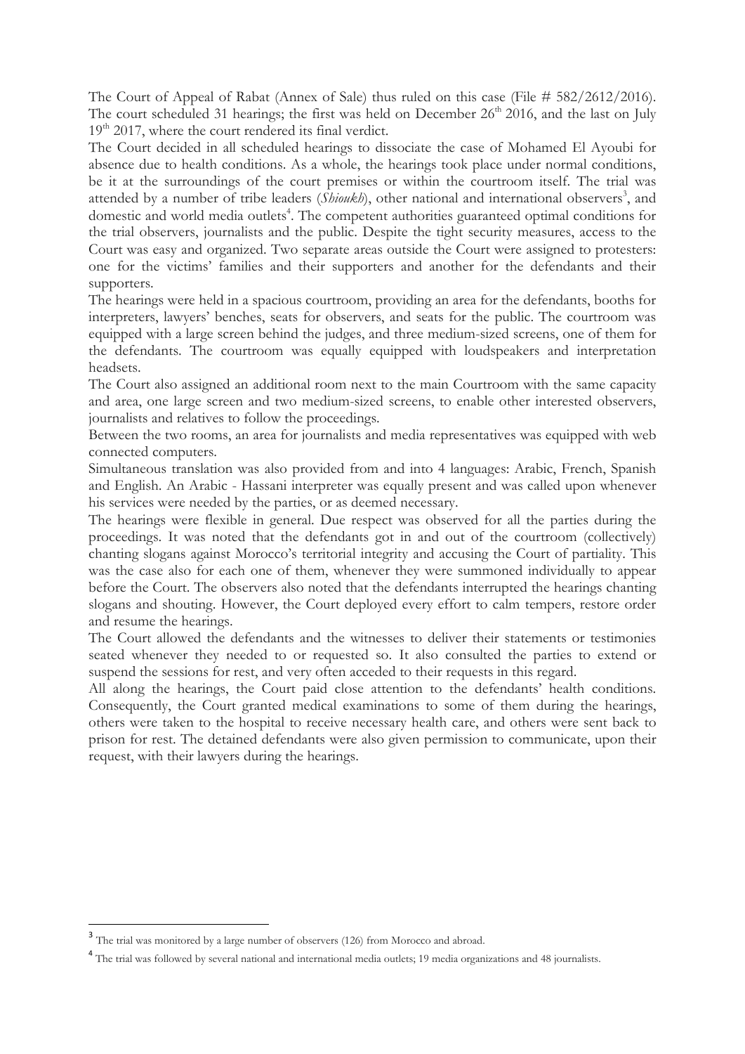The Court of Appeal of Rabat (Annex of Sale) thus ruled on this case (File # 582/2612/2016). The court scheduled 31 hearings; the first was held on December 26th 2016, and the last on July 19th 2017, where the court rendered its final verdict.

The Court decided in all scheduled hearings to dissociate the case of Mohamed El Ayoubi for absence due to health conditions. As a whole, the hearings took place under normal conditions, be it at the surroundings of the court premises or within the courtroom itself. The trial was attended by a number of tribe leaders (*Shioukh*), other national and international observers[3], and domestic and world media outlets[4]. The competent authorities guaranteed optimal conditions for the trial observers, journalists and the public. Despite the tight security measures, access to the Court was easy and organized. Two separate areas outside the Court were assigned to protesters: one for the victims' families and their supporters and another for the defendants and their supporters.

The hearings were held in a spacious courtroom, providing an area for the defendants, booths for interpreters, lawyers' benches, seats for observers, and seats for the public. The courtroom was equipped with a large screen behind the judges, and three medium-sized screens, one of them for the defendants. The courtroom was equally equipped with loudspeakers and interpretation headsets.

The Court also assigned an additional room next to the main Courtroom with the same capacity and area, one large screen and two medium-sized screens, to enable other interested observers, journalists and relatives to follow the proceedings.

Between the two rooms, an area for journalists and media representatives was equipped with web connected computers.

Simultaneous translation was also provided from and into 4 languages: Arabic, French, Spanish and English. An Arabic - Hassani interpreter was equally present and was called upon whenever his services were needed by the parties, or as deemed necessary.

The hearings were flexible in general. Due respect was observed for all the parties during the proceedings. It was noted that the defendants got in and out of the courtroom (collectively) chanting slogans against Morocco's territorial integrity and accusing the Court of partiality. This was the case also for each one of them, whenever they were summoned individually to appear before the Court. The observers also noted that the defendants interrupted the hearings chanting slogans and shouting. However, the Court deployed every effort to calm tempers, restore order and resume the hearings.

The Court allowed the defendants and the witnesses to deliver their statements or testimonies seated whenever they needed to or requested so. It also consulted the parties to extend or suspend the sessions for rest, and very often acceded to their requests in this regard.

All along the hearings, the Court paid close attention to the defendants' health conditions. Consequently, the Court granted medical examinations to some of them during the hearings, others were taken to the hospital to receive necessary health care, and others were sent back to prison for rest. The detained defendants were also given permission to communicate, upon their request, with their lawyers during the hearings.

---

[3] The trial was monitored by a large number of observers (126) from Morocco and abroad.

[4] The trial was followed by several national and international media outlets; 19 media organizations and 48 journalists.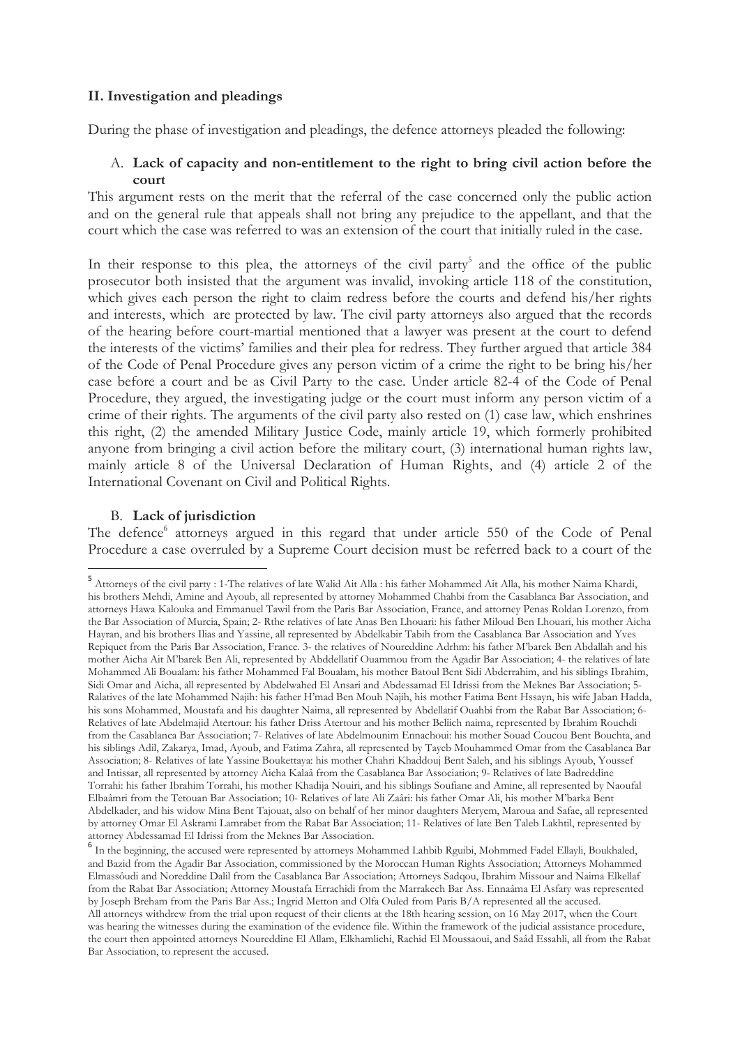## II. Investigation and pleadings

During the phase of investigation and pleadings, the defence attorneys pleaded the following:

### A. Lack of capacity and non-entitlement to the right to bring civil action before the court

This argument rests on the merit that the referral of the case concerned only the public action and on the general rule that appeals shall not bring any prejudice to the appellant, and that the court which the case was referred to was an extension of the court that initially ruled in the case.

In their response to this plea, the attorneys of the civil party[5] and the office of the public prosecutor both insisted that the argument was invalid, invoking article 118 of the constitution, which gives each person the right to claim redress before the courts and defend his/her rights and interests, which are protected by law. The civil party attorneys also argued that the records of the hearing before court-martial mentioned that a lawyer was present at the court to defend the interests of the victims' families and their plea for redress. They further argued that article 384 of the Code of Penal Procedure gives any person victim of a crime the right to be bring his/her case before a court and be as Civil Party to the case. Under article 82-4 of the Code of Penal Procedure, they argued, the investigating judge or the court must inform any person victim of a crime of their rights. The arguments of the civil party also rested on (1) case law, which enshrines this right, (2) the amended Military Justice Code, mainly article 19, which formerly prohibited anyone from bringing a civil action before the military court, (3) international human rights law, mainly article 8 of the Universal Declaration of Human Rights, and (4) article 2 of the International Covenant on Civil and Political Rights.

### B. Lack of jurisdiction

The defence[6] attorneys argued in this regard that under article 550 of the Code of Penal Procedure a case overruled by a Supreme Court decision must be referred back to a court of the

---

[5] Attorneys of the civil party : 1-The relatives of late Walid Ait Alla : his father Mohammed Ait Alla, his mother Naima Khardi, his brothers Mehdi, Amine and Ayoub, all represented by attorney Mohammed Chahbi from the Casablanca Bar Association, and attorneys Hawa Kalouka and Emmanuel Tawil from the Paris Bar Association, France, and attorney Penas Roldan Lorenzo, from the Bar Association of Murcia, Spain; 2- Rthe relatives of late Anas Ben Lhouari: his father Miloud Ben Lhouari, his mother Aicha Hayran, and his brothers Ilias and Yassine, all represented by Abdelkabir Tabih from the Casablanca Bar Association and Yves Repiquet from the Paris Bar Association, France. 3- the relatives of Noureddine Adrhm: his father M'barek Ben Abdallah and his mother Aicha Ait M'barek Ben Ali, represented by Abddellatif Ouammou from the Agadir Bar Association; 4- the relatives of late Mohammed Ali Boualam: his father Mohammed Fal Boualam, his mother Batoul Bent Sidi Abderrahim, and his siblings Ibrahim, Sidi Omar and Aicha, all represented by Abdelwahed El Ansari and Abdessamad El Idrissi from the Meknes Bar Association; 5- Ralatives of the late Mohammed Najih: his father H'mad Ben Mouh Najih, his mother Fatima Bent Hssayn, his wife Jaban Hadda, his sons Mohammed, Moustafa and his daughter Naima, all represented by Abdellatif Ouahbi from the Rabat Bar Association; 6- Relatives of late Abdelmajid Atertour: his father Driss Atertour and his mother Beliich naima, represented by Ibrahim Rouchdi from the Casablanca Bar Association; 7- Relatives of late Abdelmounim Ennachoui: his mother Souad Coucou Bent Bouchta, and his siblings Adil, Zakarya, Imad, Ayoub, and Fatima Zahra, all represented by Tayeb Mouhammed Omar from the Casablanca Bar Association; 8- Relatives of late Yassine Boukettaya: his mother Chahri Khaddouj Bent Saleh, and his siblings Ayoub, Youssef and Intissar, all represented by attorney Aicha Kalaâ from the Casablanca Bar Association; 9- Relatives of late Badreddine Torrahi: his father Ibrahim Torrahi, his mother Khadija Nouiri, and his siblings Soufiane and Amine, all represented by Naoufal Elbaâmri from the Tetouan Bar Association; 10- Relatives of late Ali Zaâri: his father Omar Ali, his mother M'barka Bent Abdelkader, and his widow Mina Bent Tajouat, also on behalf of her minor daughters Meryem, Maroua and Safae, all represented by attorney Omar El Askrami Lamrabet from the Rabat Bar Association; 11- Relatives of late Ben Taleb Lakhtil, represented by attorney Abdessamad El Idrissi from the Meknes Bar Association.

[6] In the beginning, the accused were represented by attorneys Mohammed Lahbib Rguibi, Mohmmed Fadel Ellayli, Boukhaled, and Bazid from the Agadir Bar Association, commissioned by the Moroccan Human Rights Association; Attorneys Mohammed Elmassôudi and Noreddine Dalil from the Casablanca Bar Association; Attorneys Sadqou, Ibrahim Missour and Naima Elkellaf from the Rabat Bar Association; Attorney Moustafa Errachidi from the Marrakech Bar Ass. Ennaâma El Asfary was represented by Joseph Breham from the Paris Bar Ass.; Ingrid Metton and Olfa Ouled from Paris B/A represented all the accused. All attorneys withdrew from the trial upon request of their clients at the 18th hearing session, on 16 May 2017, when the Court was hearing the witnesses during the examination of the evidence file. Within the framework of the judicial assistance procedure, the court then appointed attorneys Noureddine El Allam, Elkhamlichi, Rachid El Moussaoui, and Saâd Essahli, all from the Rabat Bar Association, to represent the accused.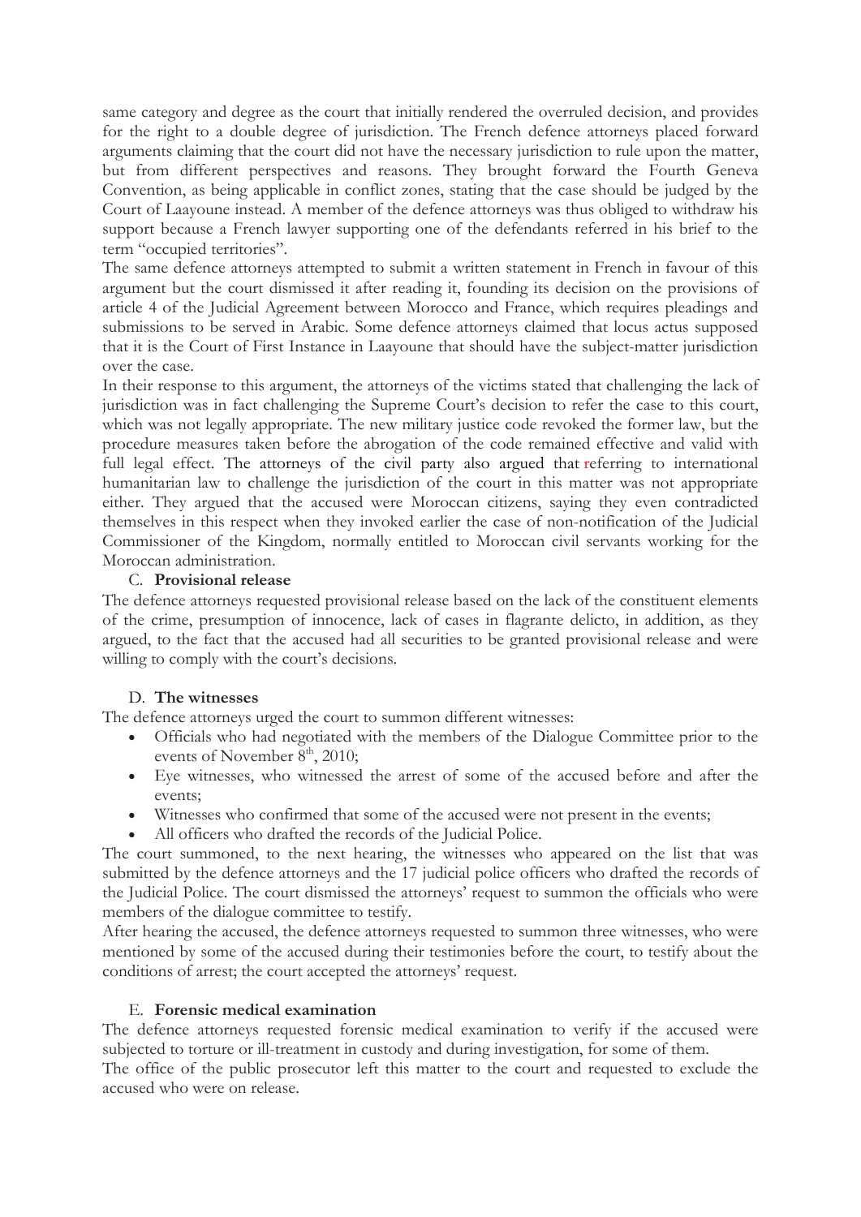same category and degree as the court that initially rendered the overruled decision, and provides for the right to a double degree of jurisdiction. The French defence attorneys placed forward arguments claiming that the court did not have the necessary jurisdiction to rule upon the matter, but from different perspectives and reasons. They brought forward the Fourth Geneva Convention, as being applicable in conflict zones, stating that the case should be judged by the Court of Laayoune instead. A member of the defence attorneys was thus obliged to withdraw his support because a French lawyer supporting one of the defendants referred in his brief to the term "occupied territories".

The same defence attorneys attempted to submit a written statement in French in favour of this argument but the court dismissed it after reading it, founding its decision on the provisions of article 4 of the Judicial Agreement between Morocco and France, which requires pleadings and submissions to be served in Arabic. Some defence attorneys claimed that locus actus supposed that it is the Court of First Instance in Laayoune that should have the subject-matter jurisdiction over the case.

In their response to this argument, the attorneys of the victims stated that challenging the lack of jurisdiction was in fact challenging the Supreme Court's decision to refer the case to this court, which was not legally appropriate. The new military justice code revoked the former law, but the procedure measures taken before the abrogation of the code remained effective and valid with full legal effect. The attorneys of the civil party also argued that referring to international humanitarian law to challenge the jurisdiction of the court in this matter was not appropriate either. They argued that the accused were Moroccan citizens, saying they even contradicted themselves in this respect when they invoked earlier the case of non-notification of the Judicial Commissioner of the Kingdom, normally entitled to Moroccan civil servants working for the Moroccan administration.

### C. Provisional release

The defence attorneys requested provisional release based on the lack of the constituent elements of the crime, presumption of innocence, lack of cases in flagrante delicto, in addition, as they argued, to the fact that the accused had all securities to be granted provisional release and were willing to comply with the court's decisions.

### D. The witnesses

The defence attorneys urged the court to summon different witnesses:

- Officials who had negotiated with the members of the Dialogue Committee prior to the events of November 8th, 2010;
- Eye witnesses, who witnessed the arrest of some of the accused before and after the events;
- Witnesses who confirmed that some of the accused were not present in the events;
- All officers who drafted the records of the Judicial Police.

The court summoned, to the next hearing, the witnesses who appeared on the list that was submitted by the defence attorneys and the 17 judicial police officers who drafted the records of the Judicial Police. The court dismissed the attorneys' request to summon the officials who were members of the dialogue committee to testify.

After hearing the accused, the defence attorneys requested to summon three witnesses, who were mentioned by some of the accused during their testimonies before the court, to testify about the conditions of arrest; the court accepted the attorneys' request.

### E. Forensic medical examination

The defence attorneys requested forensic medical examination to verify if the accused were subjected to torture or ill-treatment in custody and during investigation, for some of them.

The office of the public prosecutor left this matter to the court and requested to exclude the accused who were on release.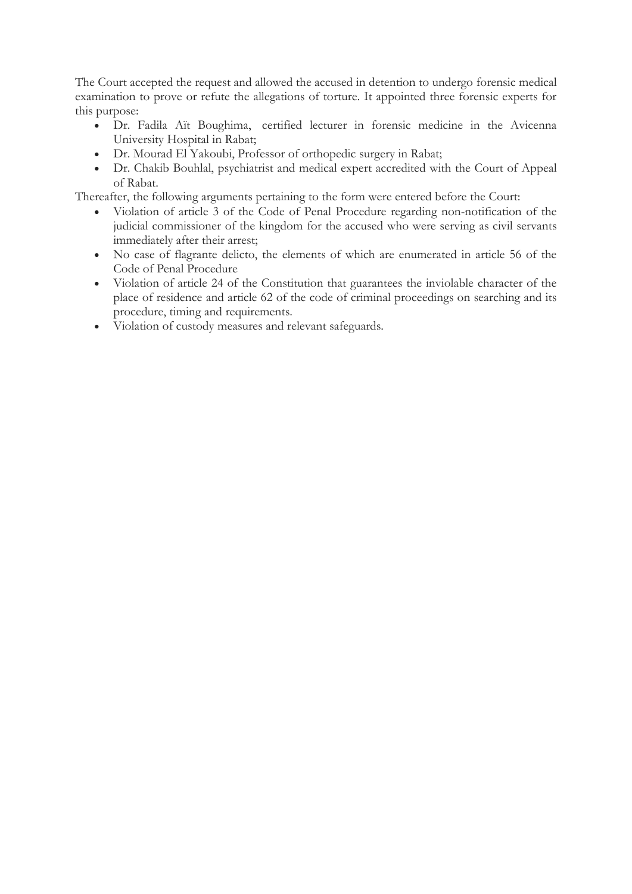The Court accepted the request and allowed the accused in detention to undergo forensic medical examination to prove or refute the allegations of torture. It appointed three forensic experts for this purpose:

- Dr. Fadila Aït Boughima, certified lecturer in forensic medicine in the Avicenna University Hospital in Rabat;
- Dr. Mourad El Yakoubi, Professor of orthopedic surgery in Rabat;
- Dr. Chakib Bouhlal, psychiatrist and medical expert accredited with the Court of Appeal of Rabat.

Thereafter, the following arguments pertaining to the form were entered before the Court:

- Violation of article 3 of the Code of Penal Procedure regarding non-notification of the judicial commissioner of the kingdom for the accused who were serving as civil servants immediately after their arrest;
- No case of flagrante delicto, the elements of which are enumerated in article 56 of the Code of Penal Procedure
- Violation of article 24 of the Constitution that guarantees the inviolable character of the place of residence and article 62 of the code of criminal proceedings on searching and its procedure, timing and requirements.
- Violation of custody measures and relevant safeguards.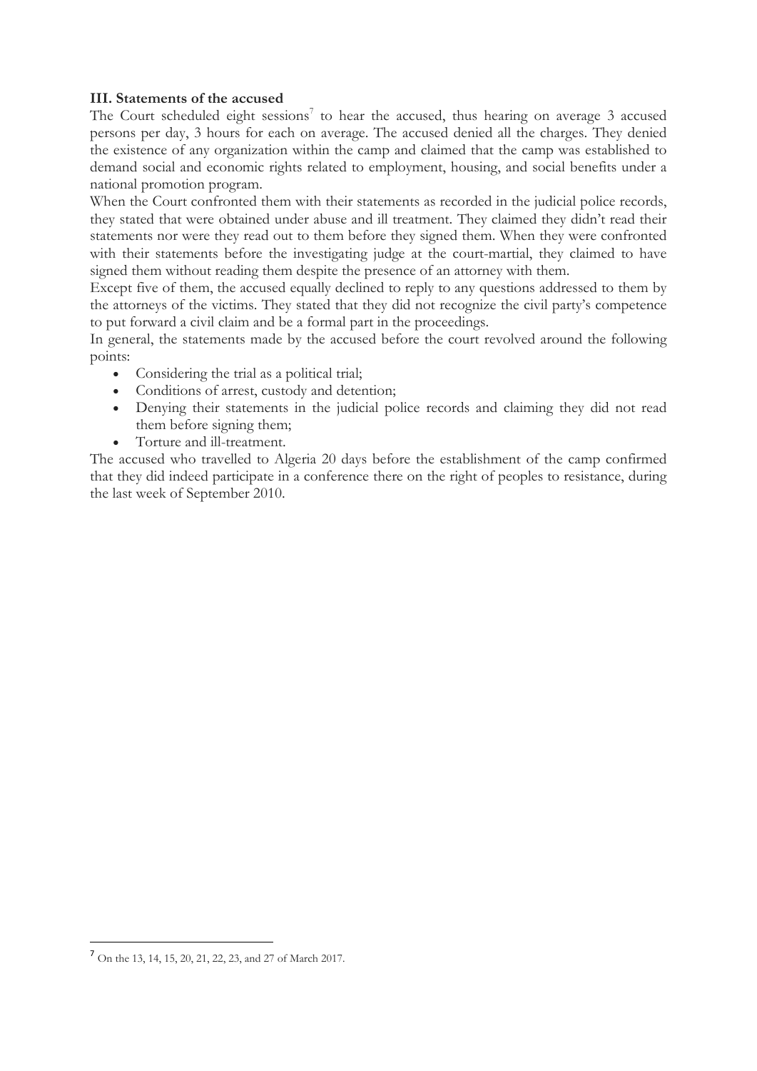### III. Statements of the accused

The Court scheduled eight sessions[7] to hear the accused, thus hearing on average 3 accused persons per day, 3 hours for each on average. The accused denied all the charges. They denied the existence of any organization within the camp and claimed that the camp was established to demand social and economic rights related to employment, housing, and social benefits under a national promotion program.

When the Court confronted them with their statements as recorded in the judicial police records, they stated that were obtained under abuse and ill treatment. They claimed they didn't read their statements nor were they read out to them before they signed them. When they were confronted with their statements before the investigating judge at the court-martial, they claimed to have signed them without reading them despite the presence of an attorney with them.

Except five of them, the accused equally declined to reply to any questions addressed to them by the attorneys of the victims. They stated that they did not recognize the civil party's competence to put forward a civil claim and be a formal part in the proceedings.

In general, the statements made by the accused before the court revolved around the following points:

- Considering the trial as a political trial;
- Conditions of arrest, custody and detention;
- Denying their statements in the judicial police records and claiming they did not read them before signing them;
- Torture and ill-treatment.

The accused who travelled to Algeria 20 days before the establishment of the camp confirmed that they did indeed participate in a conference there on the right of peoples to resistance, during the last week of September 2010.

[7] On the 13, 14, 15, 20, 21, 22, 23, and 27 of March 2017.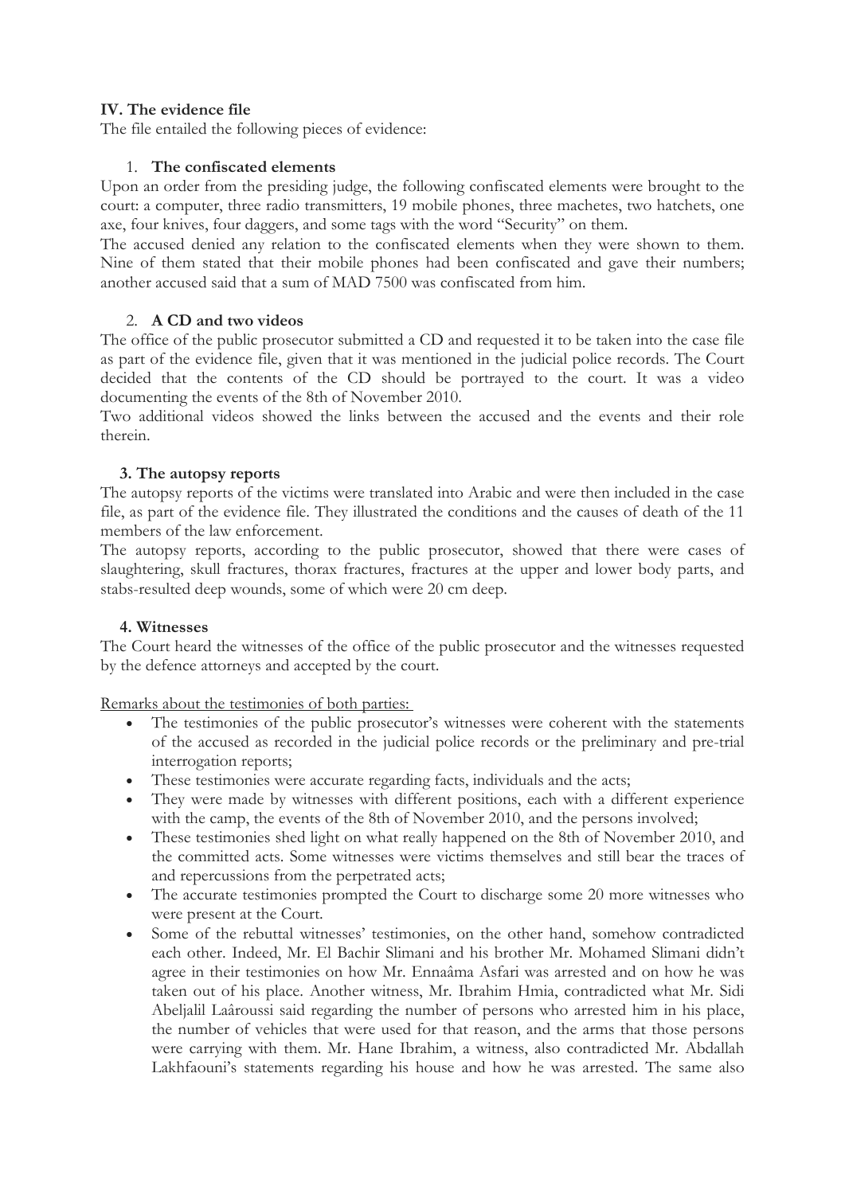## IV. The evidence file

The file entailed the following pieces of evidence:

1. **The confiscated elements**

Upon an order from the presiding judge, the following confiscated elements were brought to the court: a computer, three radio transmitters, 19 mobile phones, three machetes, two hatchets, one axe, four knives, four daggers, and some tags with the word "Security" on them.

The accused denied any relation to the confiscated elements when they were shown to them. Nine of them stated that their mobile phones had been confiscated and gave their numbers; another accused said that a sum of MAD 7500 was confiscated from him.

2. **A CD and two videos**

The office of the public prosecutor submitted a CD and requested it to be taken into the case file as part of the evidence file, given that it was mentioned in the judicial police records. The Court decided that the contents of the CD should be portrayed to the court. It was a video documenting the events of the 8th of November 2010.

Two additional videos showed the links between the accused and the events and their role therein.

**3. The autopsy reports**

The autopsy reports of the victims were translated into Arabic and were then included in the case file, as part of the evidence file. They illustrated the conditions and the causes of death of the 11 members of the law enforcement.

The autopsy reports, according to the public prosecutor, showed that there were cases of slaughtering, skull fractures, thorax fractures, fractures at the upper and lower body parts, and stabs-resulted deep wounds, some of which were 20 cm deep.

**4. Witnesses**

The Court heard the witnesses of the office of the public prosecutor and the witnesses requested by the defence attorneys and accepted by the court.

Remarks about the testimonies of both parties:

- The testimonies of the public prosecutor's witnesses were coherent with the statements of the accused as recorded in the judicial police records or the preliminary and pre-trial interrogation reports;
- These testimonies were accurate regarding facts, individuals and the acts;
- They were made by witnesses with different positions, each with a different experience with the camp, the events of the 8th of November 2010, and the persons involved;
- These testimonies shed light on what really happened on the 8th of November 2010, and the committed acts. Some witnesses were victims themselves and still bear the traces of and repercussions from the perpetrated acts;
- The accurate testimonies prompted the Court to discharge some 20 more witnesses who were present at the Court.
- Some of the rebuttal witnesses' testimonies, on the other hand, somehow contradicted each other. Indeed, Mr. El Bachir Slimani and his brother Mr. Mohamed Slimani didn't agree in their testimonies on how Mr. Ennaâma Asfari was arrested and on how he was taken out of his place. Another witness, Mr. Ibrahim Hmia, contradicted what Mr. Sidi Abeljalil Laâroussi said regarding the number of persons who arrested him in his place, the number of vehicles that were used for that reason, and the arms that those persons were carrying with them. Mr. Hane Ibrahim, a witness, also contradicted Mr. Abdallah Lakhfaouni's statements regarding his house and how he was arrested. The same also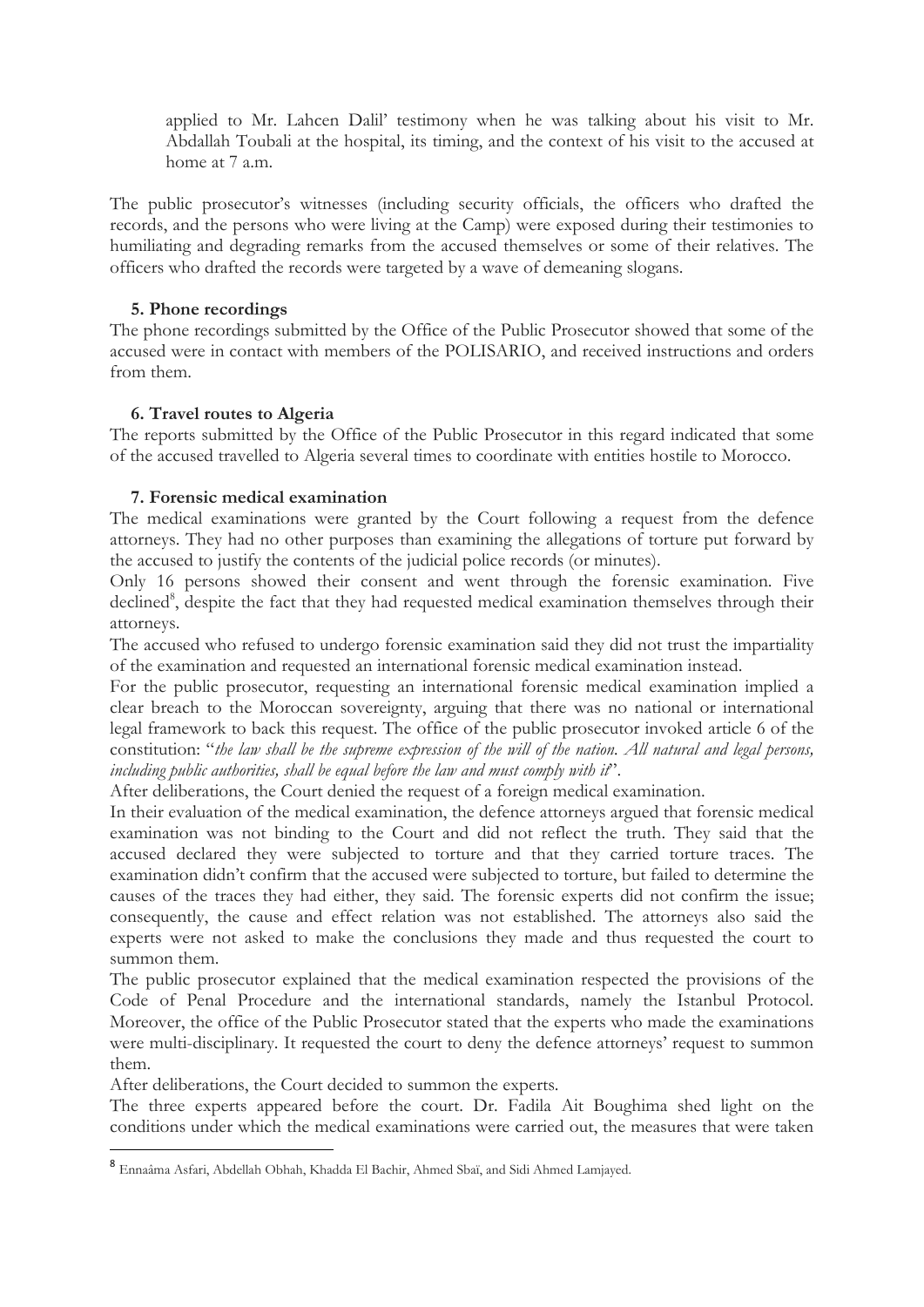applied to Mr. Lahcen Dalil' testimony when he was talking about his visit to Mr. Abdallah Toubali at the hospital, its timing, and the context of his visit to the accused at home at 7 a.m.

The public prosecutor's witnesses (including security officials, the officers who drafted the records, and the persons who were living at the Camp) were exposed during their testimonies to humiliating and degrading remarks from the accused themselves or some of their relatives. The officers who drafted the records were targeted by a wave of demeaning slogans.

### 5. Phone recordings

The phone recordings submitted by the Office of the Public Prosecutor showed that some of the accused were in contact with members of the POLISARIO, and received instructions and orders from them.

### 6. Travel routes to Algeria

The reports submitted by the Office of the Public Prosecutor in this regard indicated that some of the accused travelled to Algeria several times to coordinate with entities hostile to Morocco.

### 7. Forensic medical examination

The medical examinations were granted by the Court following a request from the defence attorneys. They had no other purposes than examining the allegations of torture put forward by the accused to justify the contents of the judicial police records (or minutes).

Only 16 persons showed their consent and went through the forensic examination. Five declined[8], despite the fact that they had requested medical examination themselves through their attorneys.

The accused who refused to undergo forensic examination said they did not trust the impartiality of the examination and requested an international forensic medical examination instead.

For the public prosecutor, requesting an international forensic medical examination implied a clear breach to the Moroccan sovereignty, arguing that there was no national or international legal framework to back this request. The office of the public prosecutor invoked article 6 of the constitution: "*the law shall be the supreme expression of the will of the nation. All natural and legal persons, including public authorities, shall be equal before the law and must comply with it*".

After deliberations, the Court denied the request of a foreign medical examination.

In their evaluation of the medical examination, the defence attorneys argued that forensic medical examination was not binding to the Court and did not reflect the truth. They said that the accused declared they were subjected to torture and that they carried torture traces. The examination didn't confirm that the accused were subjected to torture, but failed to determine the causes of the traces they had either, they said. The forensic experts did not confirm the issue; consequently, the cause and effect relation was not established. The attorneys also said the experts were not asked to make the conclusions they made and thus requested the court to summon them.

The public prosecutor explained that the medical examination respected the provisions of the Code of Penal Procedure and the international standards, namely the Istanbul Protocol. Moreover, the office of the Public Prosecutor stated that the experts who made the examinations were multi-disciplinary. It requested the court to deny the defence attorneys' request to summon them.

After deliberations, the Court decided to summon the experts.

The three experts appeared before the court. Dr. Fadila Ait Boughima shed light on the conditions under which the medical examinations were carried out, the measures that were taken

[8] Ennaâma Asfari, Abdellah Obhah, Khadda El Bachir, Ahmed Sbaï, and Sidi Ahmed Lamjayed.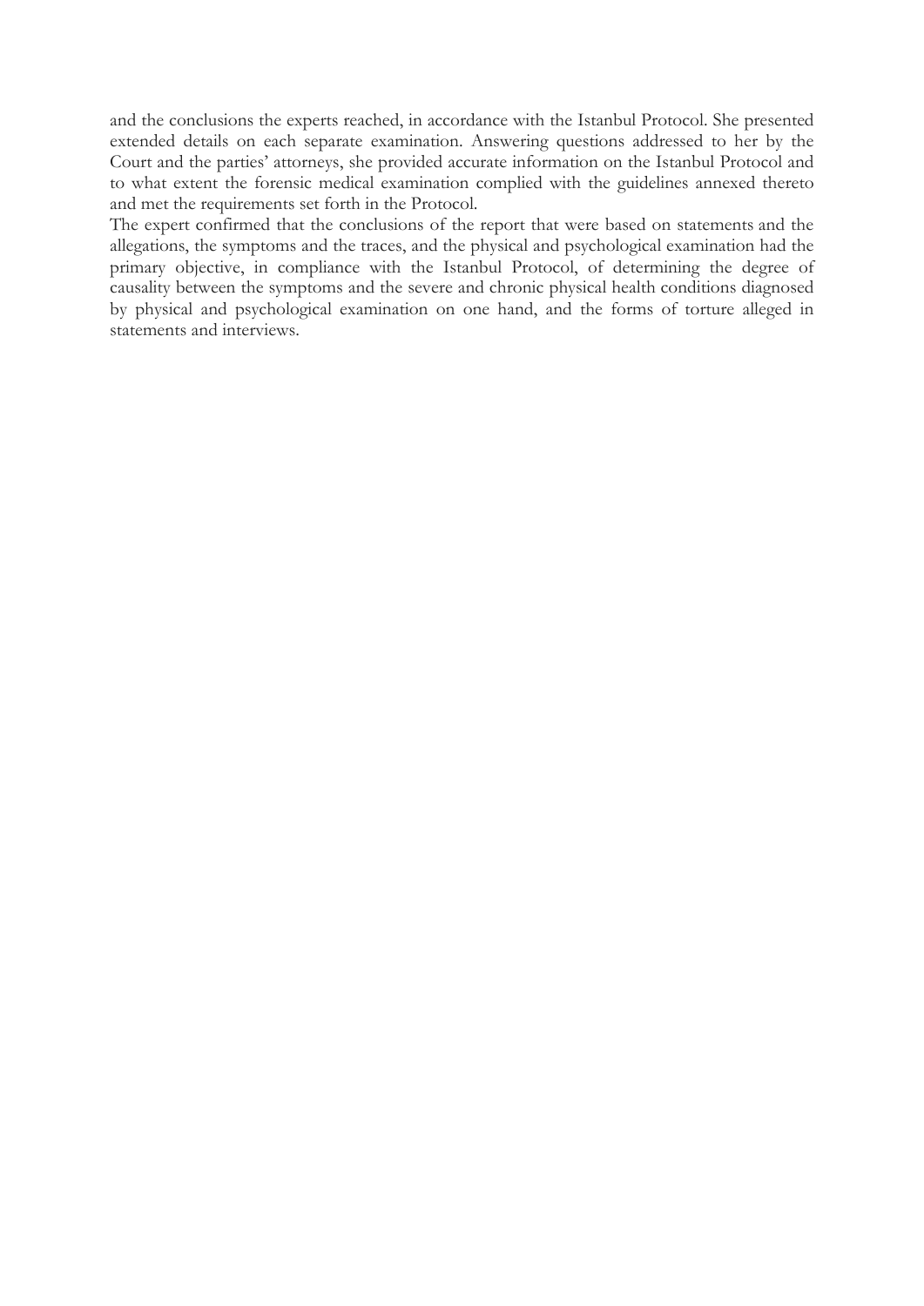and the conclusions the experts reached, in accordance with the Istanbul Protocol. She presented extended details on each separate examination. Answering questions addressed to her by the Court and the parties' attorneys, she provided accurate information on the Istanbul Protocol and to what extent the forensic medical examination complied with the guidelines annexed thereto and met the requirements set forth in the Protocol.

The expert confirmed that the conclusions of the report that were based on statements and the allegations, the symptoms and the traces, and the physical and psychological examination had the primary objective, in compliance with the Istanbul Protocol, of determining the degree of causality between the symptoms and the severe and chronic physical health conditions diagnosed by physical and psychological examination on one hand, and the forms of torture alleged in statements and interviews.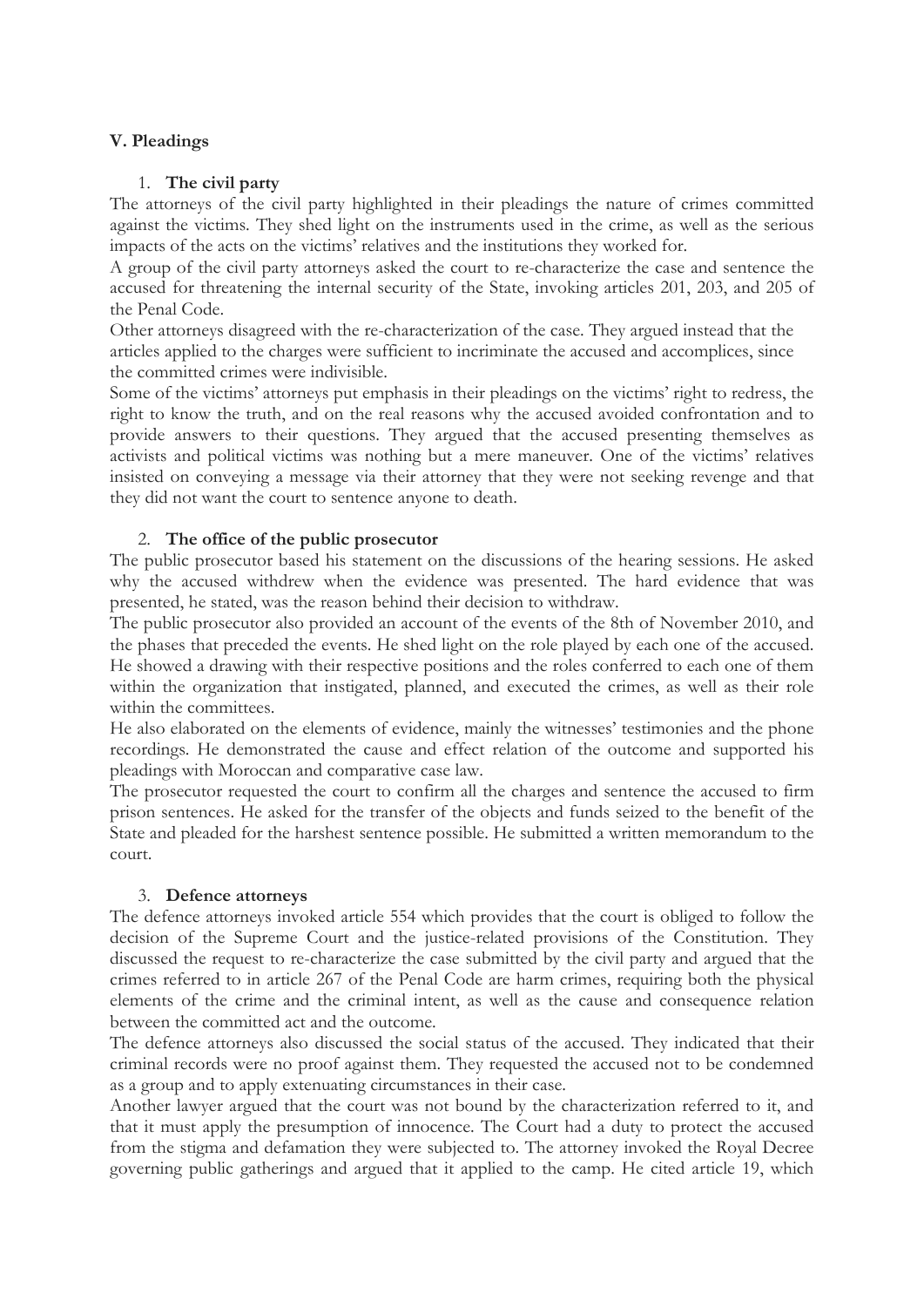## V. Pleadings

### 1. The civil party

The attorneys of the civil party highlighted in their pleadings the nature of crimes committed against the victims. They shed light on the instruments used in the crime, as well as the serious impacts of the acts on the victims' relatives and the institutions they worked for.

A group of the civil party attorneys asked the court to re-characterize the case and sentence the accused for threatening the internal security of the State, invoking articles 201, 203, and 205 of the Penal Code.

Other attorneys disagreed with the re-characterization of the case. They argued instead that the articles applied to the charges were sufficient to incriminate the accused and accomplices, since the committed crimes were indivisible.

Some of the victims' attorneys put emphasis in their pleadings on the victims' right to redress, the right to know the truth, and on the real reasons why the accused avoided confrontation and to provide answers to their questions. They argued that the accused presenting themselves as activists and political victims was nothing but a mere maneuver. One of the victims' relatives insisted on conveying a message via their attorney that they were not seeking revenge and that they did not want the court to sentence anyone to death.

### 2. The office of the public prosecutor

The public prosecutor based his statement on the discussions of the hearing sessions. He asked why the accused withdrew when the evidence was presented. The hard evidence that was presented, he stated, was the reason behind their decision to withdraw.

The public prosecutor also provided an account of the events of the 8th of November 2010, and the phases that preceded the events. He shed light on the role played by each one of the accused. He showed a drawing with their respective positions and the roles conferred to each one of them within the organization that instigated, planned, and executed the crimes, as well as their role within the committees.

He also elaborated on the elements of evidence, mainly the witnesses' testimonies and the phone recordings. He demonstrated the cause and effect relation of the outcome and supported his pleadings with Moroccan and comparative case law.

The prosecutor requested the court to confirm all the charges and sentence the accused to firm prison sentences. He asked for the transfer of the objects and funds seized to the benefit of the State and pleaded for the harshest sentence possible. He submitted a written memorandum to the court.

### 3. Defence attorneys

The defence attorneys invoked article 554 which provides that the court is obliged to follow the decision of the Supreme Court and the justice-related provisions of the Constitution. They discussed the request to re-characterize the case submitted by the civil party and argued that the crimes referred to in article 267 of the Penal Code are harm crimes, requiring both the physical elements of the crime and the criminal intent, as well as the cause and consequence relation between the committed act and the outcome.

The defence attorneys also discussed the social status of the accused. They indicated that their criminal records were no proof against them. They requested the accused not to be condemned as a group and to apply extenuating circumstances in their case.

Another lawyer argued that the court was not bound by the characterization referred to it, and that it must apply the presumption of innocence. The Court had a duty to protect the accused from the stigma and defamation they were subjected to. The attorney invoked the Royal Decree governing public gatherings and argued that it applied to the camp. He cited article 19, which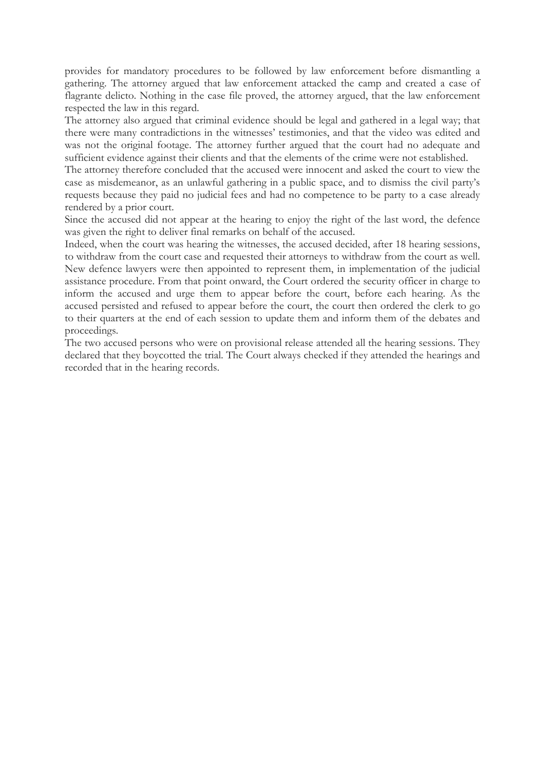provides for mandatory procedures to be followed by law enforcement before dismantling a gathering. The attorney argued that law enforcement attacked the camp and created a case of flagrante delicto. Nothing in the case file proved, the attorney argued, that the law enforcement respected the law in this regard.

The attorney also argued that criminal evidence should be legal and gathered in a legal way; that there were many contradictions in the witnesses' testimonies, and that the video was edited and was not the original footage. The attorney further argued that the court had no adequate and sufficient evidence against their clients and that the elements of the crime were not established.

The attorney therefore concluded that the accused were innocent and asked the court to view the case as misdemeanor, as an unlawful gathering in a public space, and to dismiss the civil party's requests because they paid no judicial fees and had no competence to be party to a case already rendered by a prior court.

Since the accused did not appear at the hearing to enjoy the right of the last word, the defence was given the right to deliver final remarks on behalf of the accused.

Indeed, when the court was hearing the witnesses, the accused decided, after 18 hearing sessions, to withdraw from the court case and requested their attorneys to withdraw from the court as well. New defence lawyers were then appointed to represent them, in implementation of the judicial assistance procedure. From that point onward, the Court ordered the security officer in charge to inform the accused and urge them to appear before the court, before each hearing. As the accused persisted and refused to appear before the court, the court then ordered the clerk to go to their quarters at the end of each session to update them and inform them of the debates and proceedings.

The two accused persons who were on provisional release attended all the hearing sessions. They declared that they boycotted the trial. The Court always checked if they attended the hearings and recorded that in the hearing records.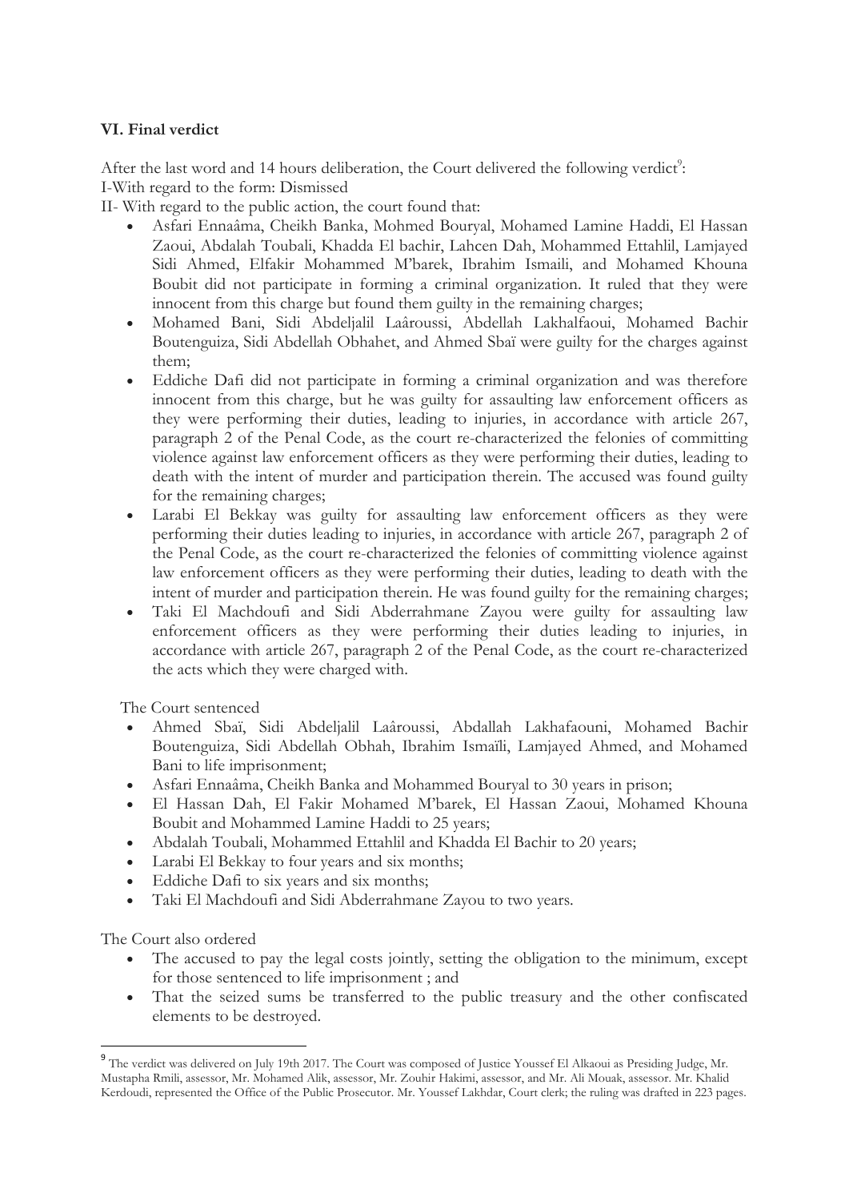### VI. Final verdict

After the last word and 14 hours deliberation, the Court delivered the following verdict[9]:

I-With regard to the form: Dismissed

II- With regard to the public action, the court found that:

- Asfari Ennaâma, Cheikh Banka, Mohmed Bouryal, Mohamed Lamine Haddi, El Hassan Zaoui, Abdalah Toubali, Khadda El bachir, Lahcen Dah, Mohammed Ettahlil, Lamjayed Sidi Ahmed, Elfakir Mohammed M'barek, Ibrahim Ismaili, and Mohamed Khouna Boubit did not participate in forming a criminal organization. It ruled that they were innocent from this charge but found them guilty in the remaining charges;
- Mohamed Bani, Sidi Abdeljalil Laâroussi, Abdellah Lakhalfaoui, Mohamed Bachir Boutenguiza, Sidi Abdellah Obhahet, and Ahmed Sbaï were guilty for the charges against them;
- Eddiche Dafi did not participate in forming a criminal organization and was therefore innocent from this charge, but he was guilty for assaulting law enforcement officers as they were performing their duties, leading to injuries, in accordance with article 267, paragraph 2 of the Penal Code, as the court re-characterized the felonies of committing violence against law enforcement officers as they were performing their duties, leading to death with the intent of murder and participation therein. The accused was found guilty for the remaining charges;
- Larabi El Bekkay was guilty for assaulting law enforcement officers as they were performing their duties leading to injuries, in accordance with article 267, paragraph 2 of the Penal Code, as the court re-characterized the felonies of committing violence against law enforcement officers as they were performing their duties, leading to death with the intent of murder and participation therein. He was found guilty for the remaining charges;
- Taki El Machdoufi and Sidi Abderrahmane Zayou were guilty for assaulting law enforcement officers as they were performing their duties leading to injuries, in accordance with article 267, paragraph 2 of the Penal Code, as the court re-characterized the acts which they were charged with.

The Court sentenced

- Ahmed Sbaï, Sidi Abdeljalil Laâroussi, Abdallah Lakhafaouni, Mohamed Bachir Boutenguiza, Sidi Abdellah Obhah, Ibrahim Ismaïli, Lamjayed Ahmed, and Mohamed Bani to life imprisonment;
- Asfari Ennaâma, Cheikh Banka and Mohammed Bouryal to 30 years in prison;
- El Hassan Dah, El Fakir Mohamed M'barek, El Hassan Zaoui, Mohamed Khouna Boubit and Mohammed Lamine Haddi to 25 years;
- Abdalah Toubali, Mohammed Ettahlil and Khadda El Bachir to 20 years;
- Larabi El Bekkay to four years and six months;
- Eddiche Dafi to six years and six months;
- Taki El Machdoufi and Sidi Abderrahmane Zayou to two years.

The Court also ordered

- The accused to pay the legal costs jointly, setting the obligation to the minimum, except for those sentenced to life imprisonment ; and
- That the seized sums be transferred to the public treasury and the other confiscated elements to be destroyed.

[9] The verdict was delivered on July 19th 2017. The Court was composed of Justice Youssef El Alkaoui as Presiding Judge, Mr. Mustapha Rmili, assessor, Mr. Mohamed Alik, assessor, Mr. Zouhir Hakimi, assessor, and Mr. Ali Mouak, assessor. Mr. Khalid Kerdoudi, represented the Office of the Public Prosecutor. Mr. Youssef Lakhdar, Court clerk; the ruling was drafted in 223 pages.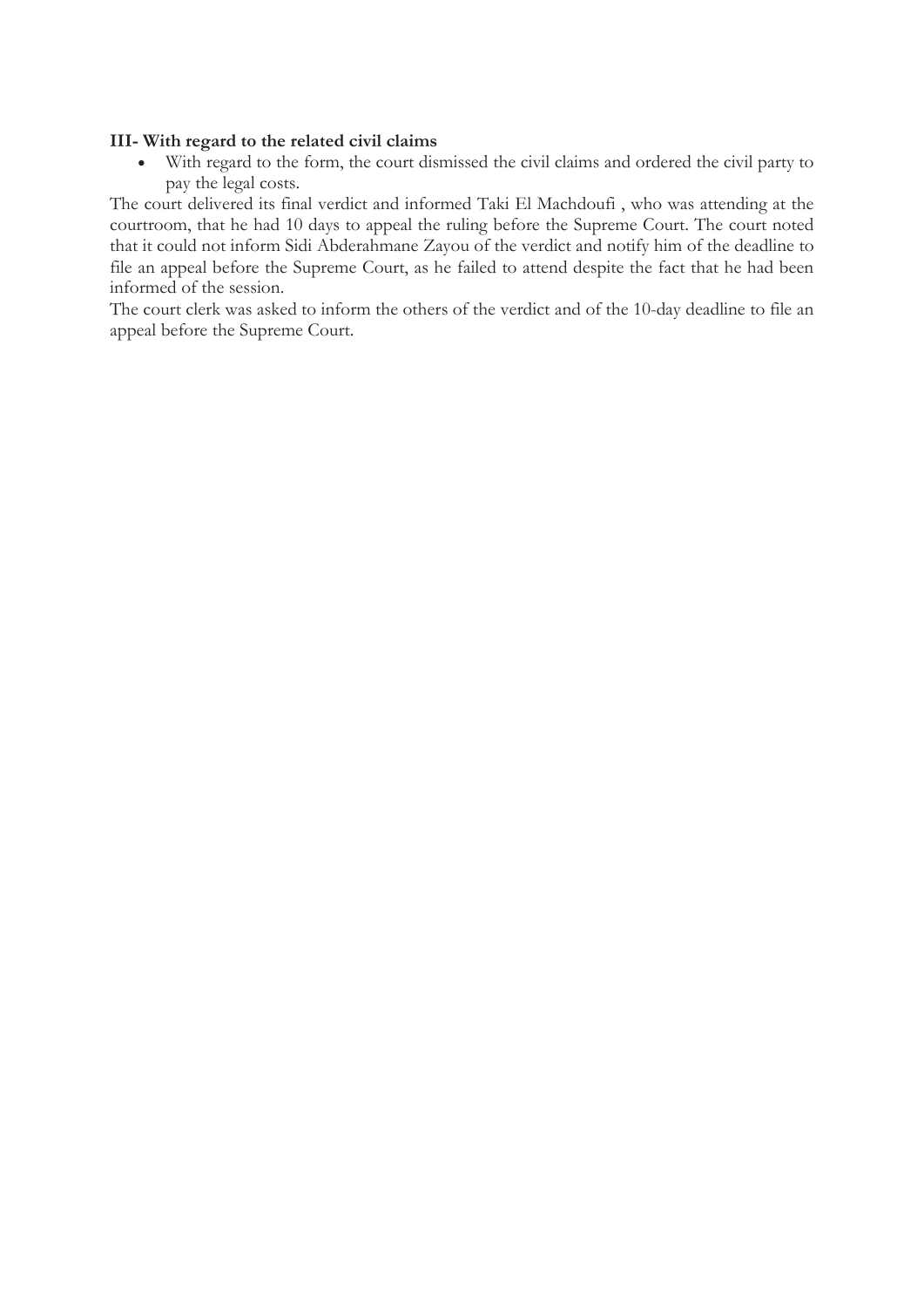**III- With regard to the related civil claims**

- With regard to the form, the court dismissed the civil claims and ordered the civil party to pay the legal costs.

The court delivered its final verdict and informed Taki El Machdoufi , who was attending at the courtroom, that he had 10 days to appeal the ruling before the Supreme Court. The court noted that it could not inform Sidi Abderahmane Zayou of the verdict and notify him of the deadline to file an appeal before the Supreme Court, as he failed to attend despite the fact that he had been informed of the session.

The court clerk was asked to inform the others of the verdict and of the 10-day deadline to file an appeal before the Supreme Court.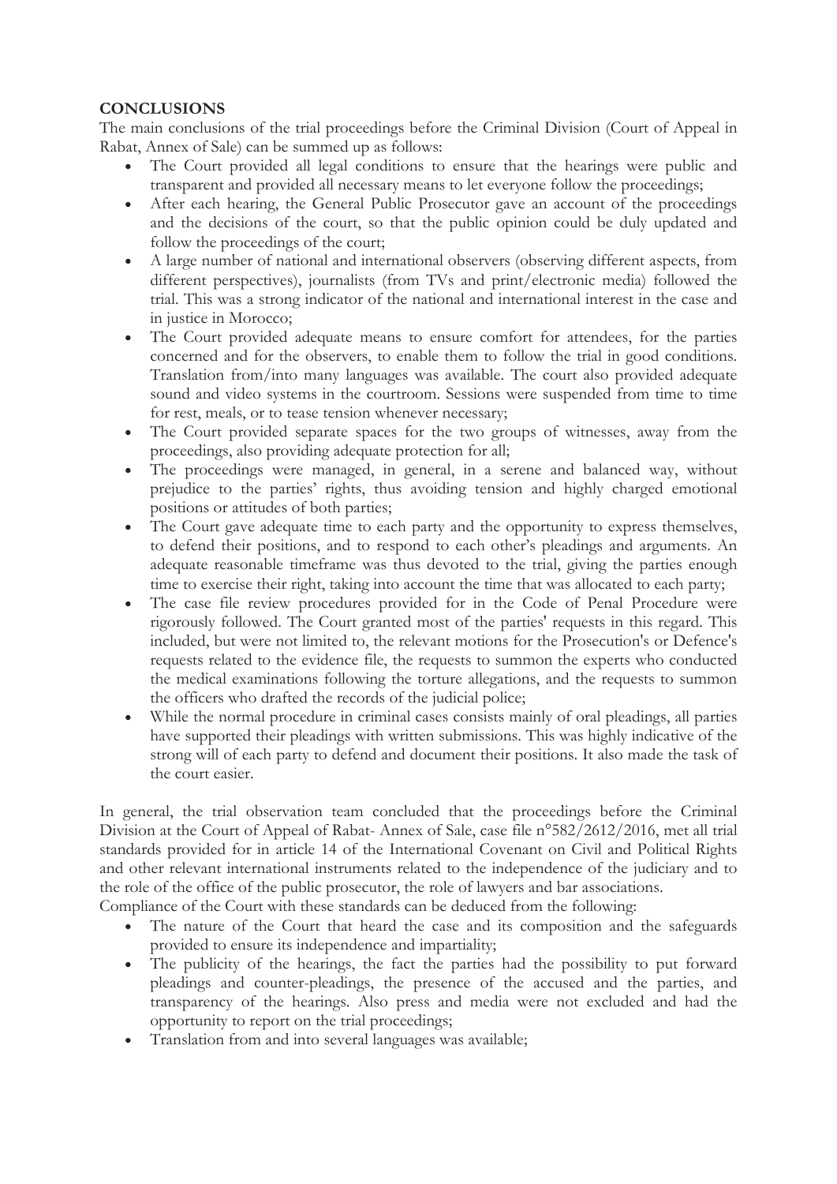**CONCLUSIONS**

The main conclusions of the trial proceedings before the Criminal Division (Court of Appeal in Rabat, Annex of Sale) can be summed up as follows:

- The Court provided all legal conditions to ensure that the hearings were public and transparent and provided all necessary means to let everyone follow the proceedings;
- After each hearing, the General Public Prosecutor gave an account of the proceedings and the decisions of the court, so that the public opinion could be duly updated and follow the proceedings of the court;
- A large number of national and international observers (observing different aspects, from different perspectives), journalists (from TVs and print/electronic media) followed the trial. This was a strong indicator of the national and international interest in the case and in justice in Morocco;
- The Court provided adequate means to ensure comfort for attendees, for the parties concerned and for the observers, to enable them to follow the trial in good conditions. Translation from/into many languages was available. The court also provided adequate sound and video systems in the courtroom. Sessions were suspended from time to time for rest, meals, or to tease tension whenever necessary;
- The Court provided separate spaces for the two groups of witnesses, away from the proceedings, also providing adequate protection for all;
- The proceedings were managed, in general, in a serene and balanced way, without prejudice to the parties' rights, thus avoiding tension and highly charged emotional positions or attitudes of both parties;
- The Court gave adequate time to each party and the opportunity to express themselves, to defend their positions, and to respond to each other's pleadings and arguments. An adequate reasonable timeframe was thus devoted to the trial, giving the parties enough time to exercise their right, taking into account the time that was allocated to each party;
- The case file review procedures provided for in the Code of Penal Procedure were rigorously followed. The Court granted most of the parties' requests in this regard. This included, but were not limited to, the relevant motions for the Prosecution's or Defence's requests related to the evidence file, the requests to summon the experts who conducted the medical examinations following the torture allegations, and the requests to summon the officers who drafted the records of the judicial police;
- While the normal procedure in criminal cases consists mainly of oral pleadings, all parties have supported their pleadings with written submissions. This was highly indicative of the strong will of each party to defend and document their positions. It also made the task of the court easier.

In general, the trial observation team concluded that the proceedings before the Criminal Division at the Court of Appeal of Rabat- Annex of Sale, case file n°582/2612/2016, met all trial standards provided for in article 14 of the International Covenant on Civil and Political Rights and other relevant international instruments related to the independence of the judiciary and to the role of the office of the public prosecutor, the role of lawyers and bar associations.

Compliance of the Court with these standards can be deduced from the following:

- The nature of the Court that heard the case and its composition and the safeguards provided to ensure its independence and impartiality;
- The publicity of the hearings, the fact the parties had the possibility to put forward pleadings and counter-pleadings, the presence of the accused and the parties, and transparency of the hearings. Also press and media were not excluded and had the opportunity to report on the trial proceedings;
- Translation from and into several languages was available;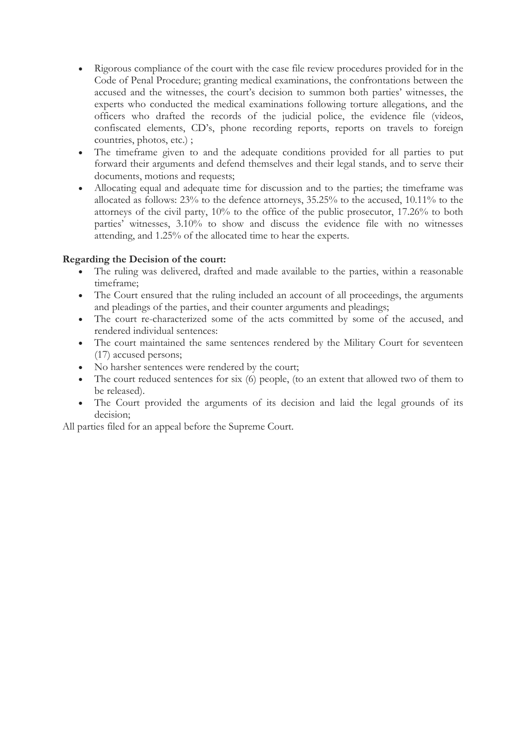- Rigorous compliance of the court with the case file review procedures provided for in the Code of Penal Procedure; granting medical examinations, the confrontations between the accused and the witnesses, the court's decision to summon both parties' witnesses, the experts who conducted the medical examinations following torture allegations, and the officers who drafted the records of the judicial police, the evidence file (videos, confiscated elements, CD's, phone recording reports, reports on travels to foreign countries, photos, etc.) ;
- The timeframe given to and the adequate conditions provided for all parties to put forward their arguments and defend themselves and their legal stands, and to serve their documents, motions and requests;
- Allocating equal and adequate time for discussion and to the parties; the timeframe was allocated as follows: 23% to the defence attorneys, 35.25% to the accused, 10.11% to the attorneys of the civil party, 10% to the office of the public prosecutor, 17.26% to both parties' witnesses, 3.10% to show and discuss the evidence file with no witnesses attending, and 1.25% of the allocated time to hear the experts.

**Regarding the Decision of the court:**

- The ruling was delivered, drafted and made available to the parties, within a reasonable timeframe;
- The Court ensured that the ruling included an account of all proceedings, the arguments and pleadings of the parties, and their counter arguments and pleadings;
- The court re-characterized some of the acts committed by some of the accused, and rendered individual sentences:
- The court maintained the same sentences rendered by the Military Court for seventeen (17) accused persons;
- No harsher sentences were rendered by the court;
- The court reduced sentences for six (6) people, (to an extent that allowed two of them to be released).
- The Court provided the arguments of its decision and laid the legal grounds of its decision;

All parties filed for an appeal before the Supreme Court.